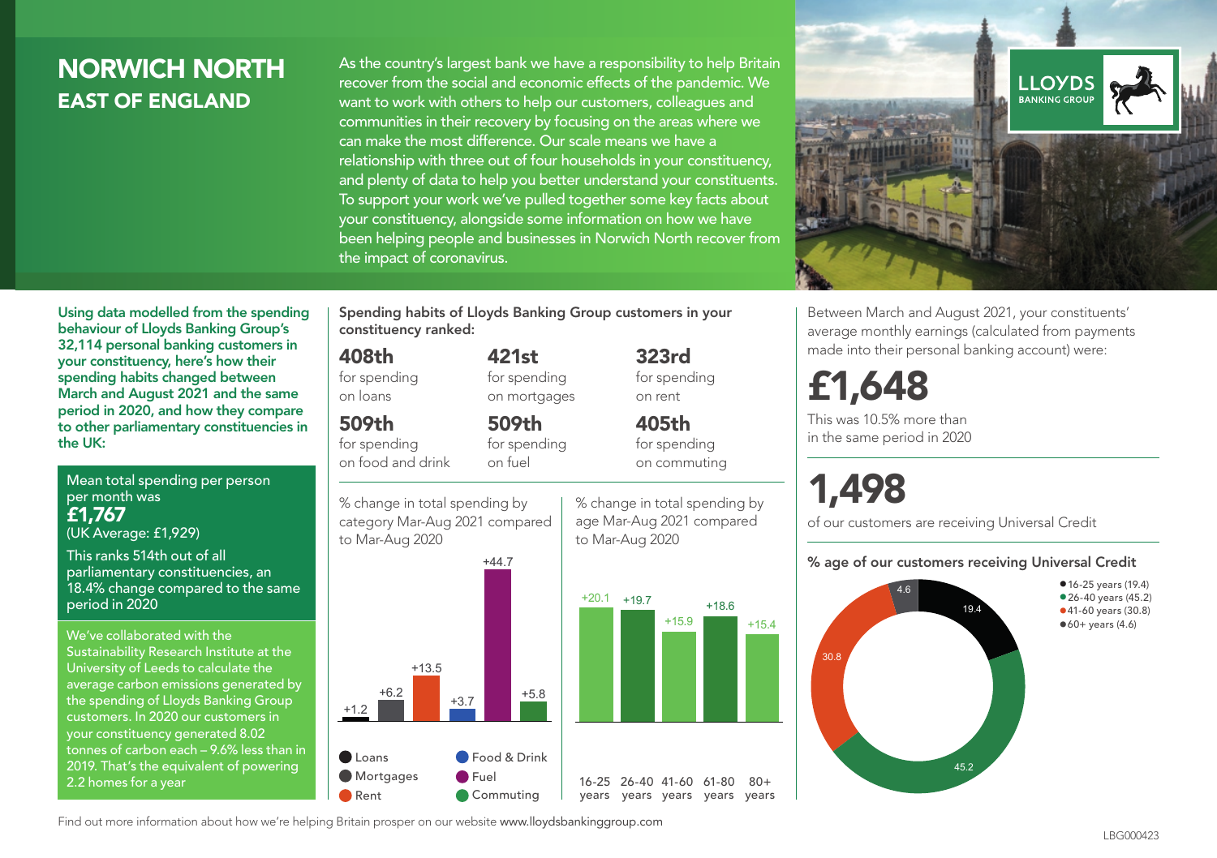# NORWICH NORTH
## EAST OF ENGLAND

As the country's largest bank we have a responsibility to help Britain recover from the social and economic effects of the pandemic. We want to work with others to help our customers, colleagues and communities in their recovery by focusing on the areas where we can make the most difference. Our scale means we have a relationship with three out of four households in your constituency, and plenty of data to help you better understand your constituents. To support your work we've pulled together some key facts about your constituency, alongside some information on how we have been helping people and businesses in Norwich North recover from the impact of coronavirus.

**Using data modelled from the spending behaviour of Lloyds Banking Group's 32,114 personal banking customers in your constituency, here's how their spending habits changed between March and August 2021 and the same period in 2020, and how they compare to other parliamentary constituencies in the UK:**

Mean total spending per person per month was
**£1,767**
(UK Average: £1,929)

This ranks 514th out of all parliamentary constituencies, an 18.4% change compared to the same period in 2020

We've collaborated with the Sustainability Research Institute at the University of Leeds to calculate the average carbon emissions generated by the spending of Lloyds Banking Group customers. In 2020 our customers in your constituency generated 8.02 tonnes of carbon each – 9.6% less than in 2019. That's the equivalent of powering 2.2 homes for a year

**Spending habits of Lloyds Banking Group customers in your constituency ranked:**

- **408th** for spending on loans
- **421st** for spending on mortgages
- **323rd** for spending on rent
- **509th** for spending on food and drink
- **509th** for spending on fuel
- **405th** for spending on commuting

% change in total spending by category Mar-Aug 2021 compared to Mar-Aug 2020

| Category | % change |
|---|---|
| Loans | +1.2 |
| Mortgages | +6.2 |
| Rent | +13.5 |
| Food & Drink | +3.7 |
| Fuel | +44.7 |
| Commuting | +5.8 |

% change in total spending by age Mar-Aug 2021 compared to Mar-Aug 2020

| Age | % change |
|---|---|
| 16-25 years | +20.1 |
| 26-40 years | +19.7 |
| 41-60 years | +15.9 |
| 61-80 years | +18.6 |
| 80+ years | +15.4 |

Between March and August 2021, your constituents' average monthly earnings (calculated from payments made into their personal banking account) were:

**£1,648**

This was 10.5% more than in the same period in 2020

**1,498**

of our customers are receiving Universal Credit

**% age of our customers receiving Universal Credit**

- 16-25 years (19.4)
- 26-40 years (45.2)
- 41-60 years (30.8)
- 60+ years (4.6)

Find out more information about how we're helping Britain prosper on our website www.lloydsbankinggroup.com

LBG000423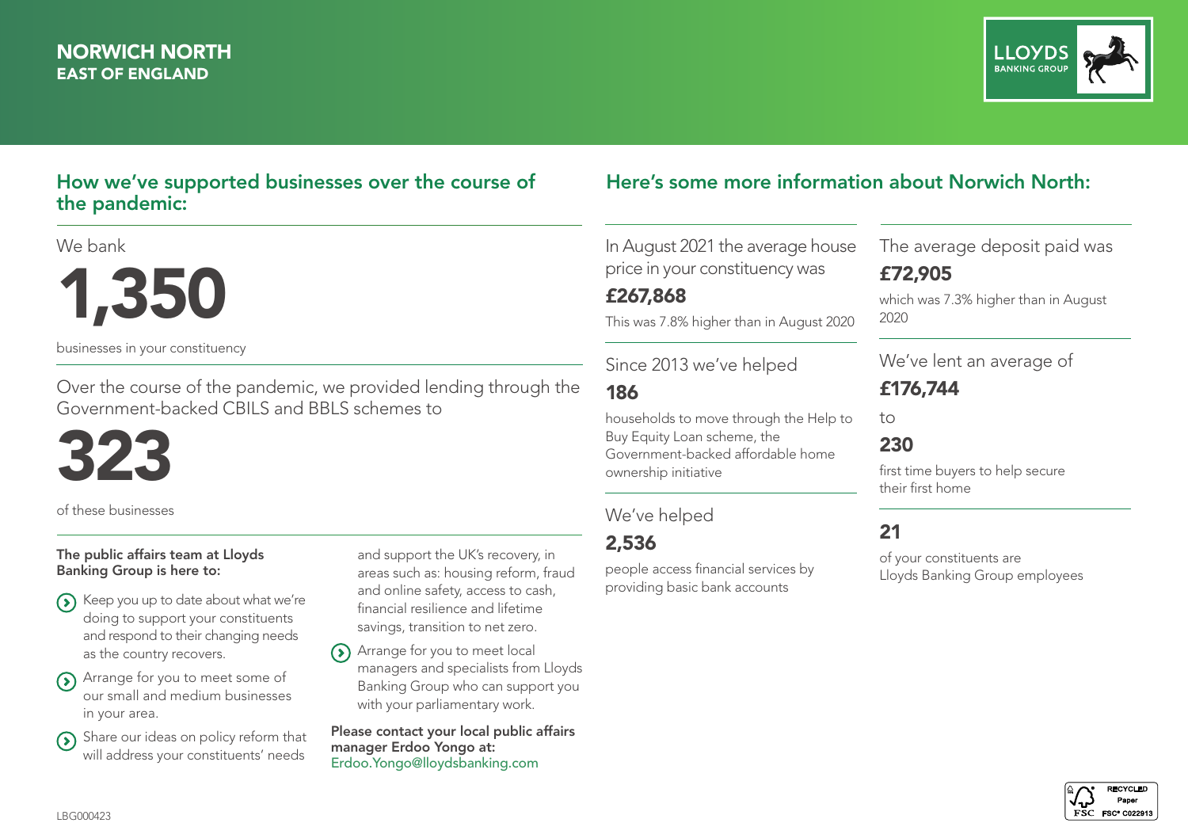# NORWICH NORTH
## EAST OF ENGLAND

## How we've supported businesses over the course of the pandemic:

We bank

**1,350**

businesses in your constituency

Over the course of the pandemic, we provided lending through the Government-backed CBILS and BBLS schemes to

**323**

of these businesses

**The public affairs team at Lloyds Banking Group is here to:**

- Keep you up to date about what we're doing to support your constituents and respond to their changing needs as the country recovers.
- Arrange for you to meet some of our small and medium businesses in your area.
- Share our ideas on policy reform that will address your constituents' needs and support the UK's recovery, in areas such as: housing reform, fraud and online safety, access to cash, financial resilience and lifetime savings, transition to net zero.
- Arrange for you to meet local managers and specialists from Lloyds Banking Group who can support you with your parliamentary work.

**Please contact your local public affairs manager Erdoo Yongo at:**
Erdoo.Yongo@lloydsbanking.com

## Here's some more information about Norwich North:

In August 2021 the average house price in your constituency was

**£267,868**

This was 7.8% higher than in August 2020

The average deposit paid was

**£72,905**

which was 7.3% higher than in August 2020

Since 2013 we've helped

**186**

households to move through the Help to Buy Equity Loan scheme, the Government-backed affordable home ownership initiative

We've lent an average of

**£176,744**

to

**230**

first time buyers to help secure their first home

We've helped

**2,536**

people access financial services by providing basic bank accounts

**21**

of your constituents are Lloyds Banking Group employees

LBG000423